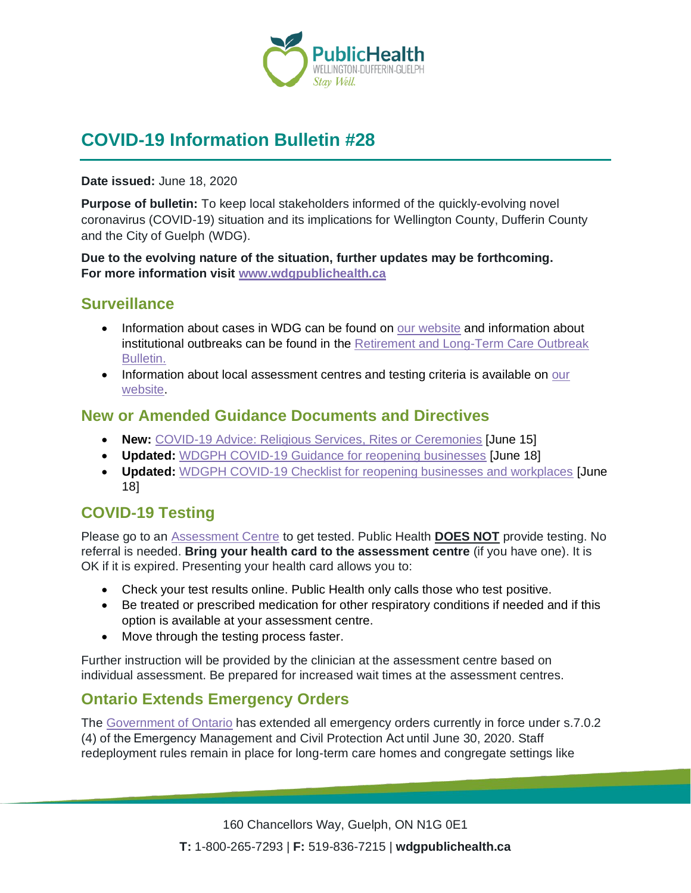# COVID-19 Information Bulletin #28

**Date issued:** June 18, 2020

**Purpose of bulletin:** To keep local stakeholders informed of the quickly-evolving novel coronavirus (COVID-19) situation and its implications for Wellington County, Dufferin County and the City of Guelph (WDG).

**Due to the evolving nature of the situation, further updates may be forthcoming. For more information visit [www.wdgpublichealth.ca](http://www.wdgpublichealth.ca)**

## Surveillance

- Information about cases in WDG can be found on our website and information about institutional outbreaks can be found in the Retirement and Long-Term Care Outbreak Bulletin.
- Information about local assessment centres and testing criteria is available on our website.

## New or Amended Guidance Documents and Directives

- **New:** COVID-19 Advice: Religious Services, Rites or Ceremonies [June 15]
- **Updated:** WDGPH COVID-19 Guidance for reopening businesses [June 18]
- **Updated:** WDGPH COVID-19 Checklist for reopening businesses and workplaces [June 18]

## COVID-19 Testing

Please go to an Assessment Centre to get tested. Public Health **DOES NOT** provide testing. No referral is needed. **Bring your health card to the assessment centre** (if you have one). It is OK if it is expired. Presenting your health card allows you to:

- Check your test results online. Public Health only calls those who test positive.
- Be treated or prescribed medication for other respiratory conditions if needed and if this option is available at your assessment centre.
- Move through the testing process faster.

Further instruction will be provided by the clinician at the assessment centre based on individual assessment. Be prepared for increased wait times at the assessment centres.

## Ontario Extends Emergency Orders

The Government of Ontario has extended all emergency orders currently in force under s.7.0.2 (4) of the Emergency Management and Civil Protection Act until June 30, 2020. Staff redeployment rules remain in place for long-term care homes and congregate settings like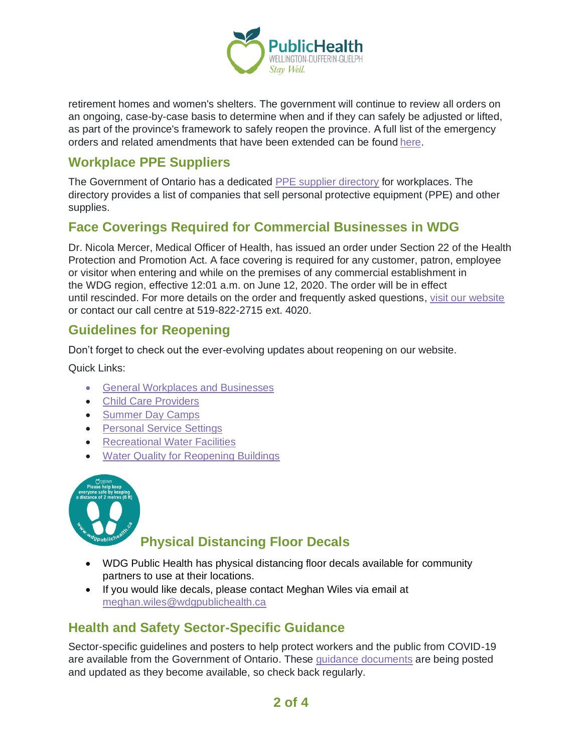retirement homes and women's shelters. The government will continue to review all orders on an ongoing, case-by-case basis to determine when and if they can safely be adjusted or lifted, as part of the province's framework to safely reopen the province. A full list of the emergency orders and related amendments that have been extended can be found here.

## Workplace PPE Suppliers

The Government of Ontario has a dedicated PPE supplier directory for workplaces. The directory provides a list of companies that sell personal protective equipment (PPE) and other supplies.

## Face Coverings Required for Commercial Businesses in WDG

Dr. Nicola Mercer, Medical Officer of Health, has issued an order under Section 22 of the Health Protection and Promotion Act. A face covering is required for any customer, patron, employee or visitor when entering and while on the premises of any commercial establishment in the WDG region, effective 12:01 a.m. on June 12, 2020. The order will be in effect until rescinded. For more details on the order and frequently asked questions, visit our website or contact our call centre at 519-822-2715 ext. 4020.

## Guidelines for Reopening

Don't forget to check out the ever-evolving updates about reopening on our website.

Quick Links:

- General Workplaces and Businesses
- Child Care Providers
- Summer Day Camps
- Personal Service Settings
- Recreational Water Facilities
- Water Quality for Reopening Buildings

## Physical Distancing Floor Decals

- WDG Public Health has physical distancing floor decals available for community partners to use at their locations.
- If you would like decals, please contact Meghan Wiles via email at meghan.wiles@wdgpublichealth.ca

## Health and Safety Sector-Specific Guidance

Sector-specific guidelines and posters to help protect workers and the public from COVID-19 are available from the Government of Ontario. These guidance documents are being posted and updated as they become available, so check back regularly.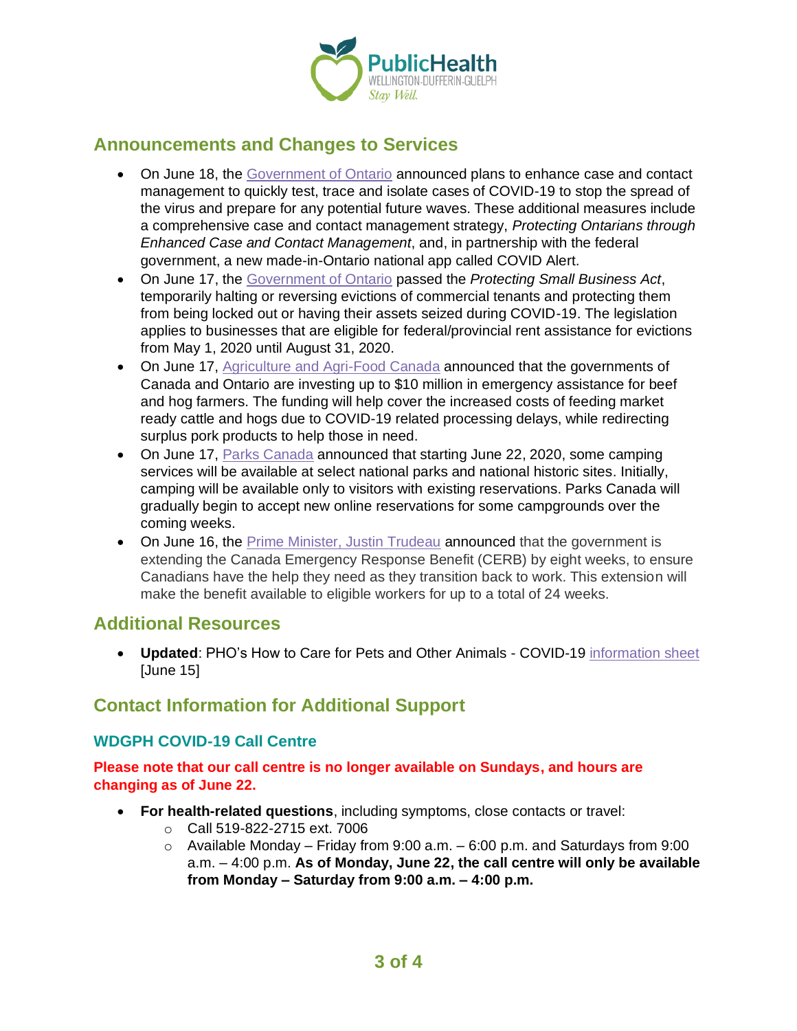## Announcements and Changes to Services

- On June 18, the Government of Ontario announced plans to enhance case and contact management to quickly test, trace and isolate cases of COVID-19 to stop the spread of the virus and prepare for any potential future waves. These additional measures include a comprehensive case and contact management strategy, *Protecting Ontarians through Enhanced Case and Contact Management*, and, in partnership with the federal government, a new made-in-Ontario national app called COVID Alert.
- On June 17, the Government of Ontario passed the *Protecting Small Business Act*, temporarily halting or reversing evictions of commercial tenants and protecting them from being locked out or having their assets seized during COVID-19. The legislation applies to businesses that are eligible for federal/provincial rent assistance for evictions from May 1, 2020 until August 31, 2020.
- On June 17, Agriculture and Agri-Food Canada announced that the governments of Canada and Ontario are investing up to $10 million in emergency assistance for beef and hog farmers. The funding will help cover the increased costs of feeding market ready cattle and hogs due to COVID-19 related processing delays, while redirecting surplus pork products to help those in need.
- On June 17, Parks Canada announced that starting June 22, 2020, some camping services will be available at select national parks and national historic sites. Initially, camping will be available only to visitors with existing reservations. Parks Canada will gradually begin to accept new online reservations for some campgrounds over the coming weeks.
- On June 16, the Prime Minister, Justin Trudeau announced that the government is extending the Canada Emergency Response Benefit (CERB) by eight weeks, to ensure Canadians have the help they need as they transition back to work. This extension will make the benefit available to eligible workers for up to a total of 24 weeks.

## Additional Resources

- **Updated**: PHO's How to Care for Pets and Other Animals - COVID-19 information sheet [June 15]

## Contact Information for Additional Support

### WDGPH COVID-19 Call Centre

**Please note that our call centre is no longer available on Sundays, and hours are changing as of June 22.**

- **For health-related questions**, including symptoms, close contacts or travel:
  - Call 519-822-2715 ext. 7006
  - Available Monday – Friday from 9:00 a.m. – 6:00 p.m. and Saturdays from 9:00 a.m. – 4:00 p.m. **As of Monday, June 22, the call centre will only be available from Monday – Saturday from 9:00 a.m. – 4:00 p.m.**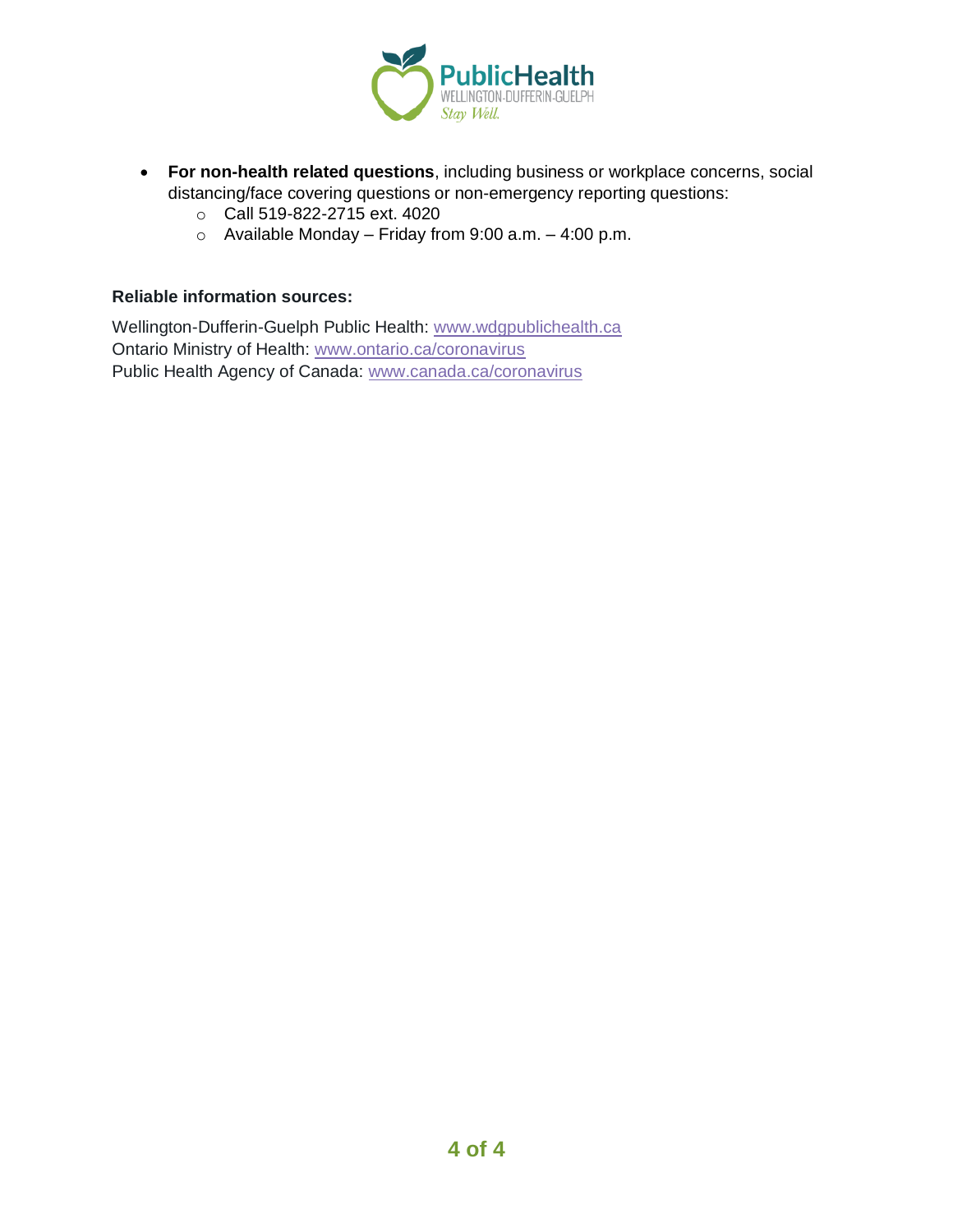- **For non-health related questions**, including business or workplace concerns, social distancing/face covering questions or non-emergency reporting questions:
  - Call 519-822-2715 ext. 4020
  - Available Monday – Friday from 9:00 a.m. – 4:00 p.m.

**Reliable information sources:**

Wellington-Dufferin-Guelph Public Health: www.wdgpublichealth.ca
Ontario Ministry of Health: www.ontario.ca/coronavirus
Public Health Agency of Canada: www.canada.ca/coronavirus